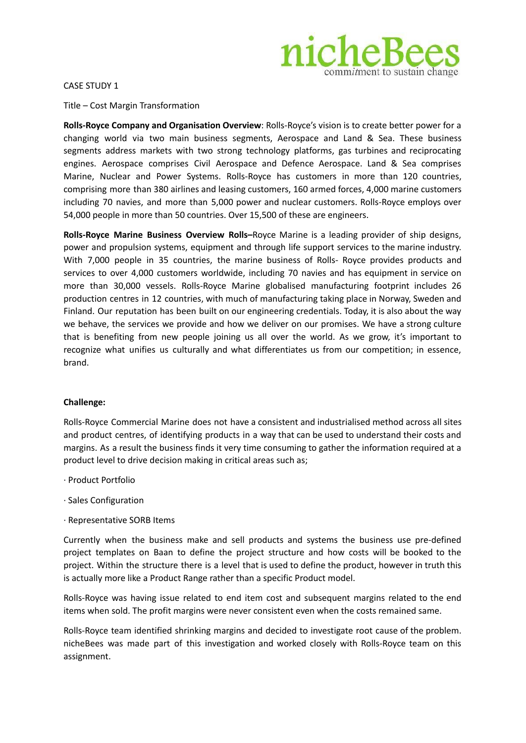nicheBees
commitment to sustain change

CASE STUDY 1

Title – Cost Margin Transformation

**Rolls-Royce Company and Organisation Overview**: Rolls-Royce's vision is to create better power for a changing world via two main business segments, Aerospace and Land & Sea. These business segments address markets with two strong technology platforms, gas turbines and reciprocating engines. Aerospace comprises Civil Aerospace and Defence Aerospace. Land & Sea comprises Marine, Nuclear and Power Systems. Rolls-Royce has customers in more than 120 countries, comprising more than 380 airlines and leasing customers, 160 armed forces, 4,000 marine customers including 70 navies, and more than 5,000 power and nuclear customers. Rolls-Royce employs over 54,000 people in more than 50 countries. Over 15,500 of these are engineers.

**Rolls-Royce Marine Business Overview Rolls–**Royce Marine is a leading provider of ship designs, power and propulsion systems, equipment and through life support services to the marine industry. With 7,000 people in 35 countries, the marine business of Rolls- Royce provides products and services to over 4,000 customers worldwide, including 70 navies and has equipment in service on more than 30,000 vessels. Rolls-Royce Marine globalised manufacturing footprint includes 26 production centres in 12 countries, with much of manufacturing taking place in Norway, Sweden and Finland. Our reputation has been built on our engineering credentials. Today, it is also about the way we behave, the services we provide and how we deliver on our promises. We have a strong culture that is benefiting from new people joining us all over the world. As we grow, it's important to recognize what unifies us culturally and what differentiates us from our competition; in essence, brand.

**Challenge:**

Rolls-Royce Commercial Marine does not have a consistent and industrialised method across all sites and product centres, of identifying products in a way that can be used to understand their costs and margins. As a result the business finds it very time consuming to gather the information required at a product level to drive decision making in critical areas such as;

- Product Portfolio
- Sales Configuration
- Representative SORB Items

Currently when the business make and sell products and systems the business use pre-defined project templates on Baan to define the project structure and how costs will be booked to the project. Within the structure there is a level that is used to define the product, however in truth this is actually more like a Product Range rather than a specific Product model.

Rolls-Royce was having issue related to end item cost and subsequent margins related to the end items when sold. The profit margins were never consistent even when the costs remained same.

Rolls-Royce team identified shrinking margins and decided to investigate root cause of the problem. nicheBees was made part of this investigation and worked closely with Rolls-Royce team on this assignment.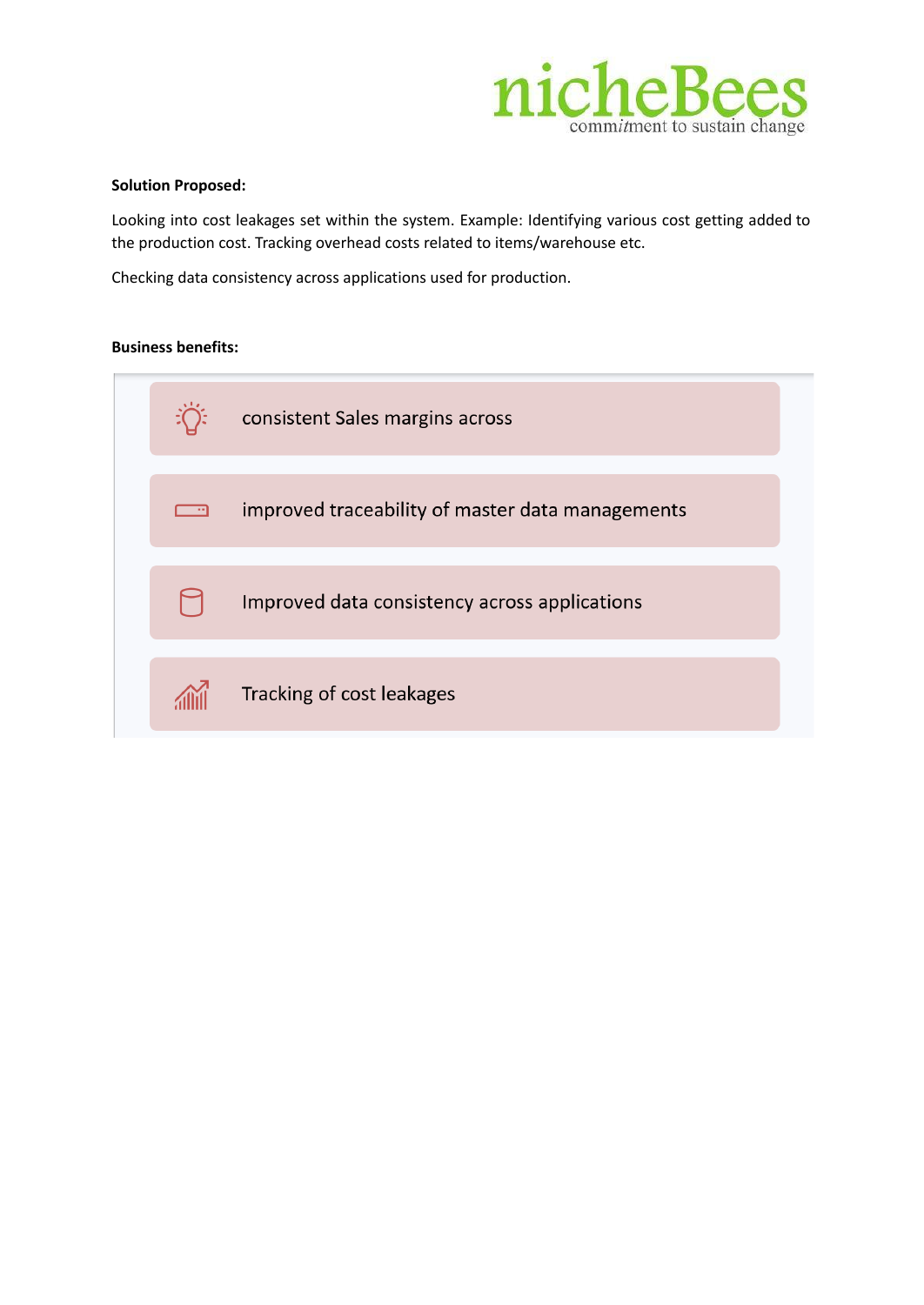**Solution Proposed:**

Looking into cost leakages set within the system. Example: Identifying various cost getting added to the production cost. Tracking overhead costs related to items/warehouse etc.

Checking data consistency across applications used for production.

**Business benefits:**

- consistent Sales margins across
- improved traceability of master data managements
- Improved data consistency across applications
- Tracking of cost leakages